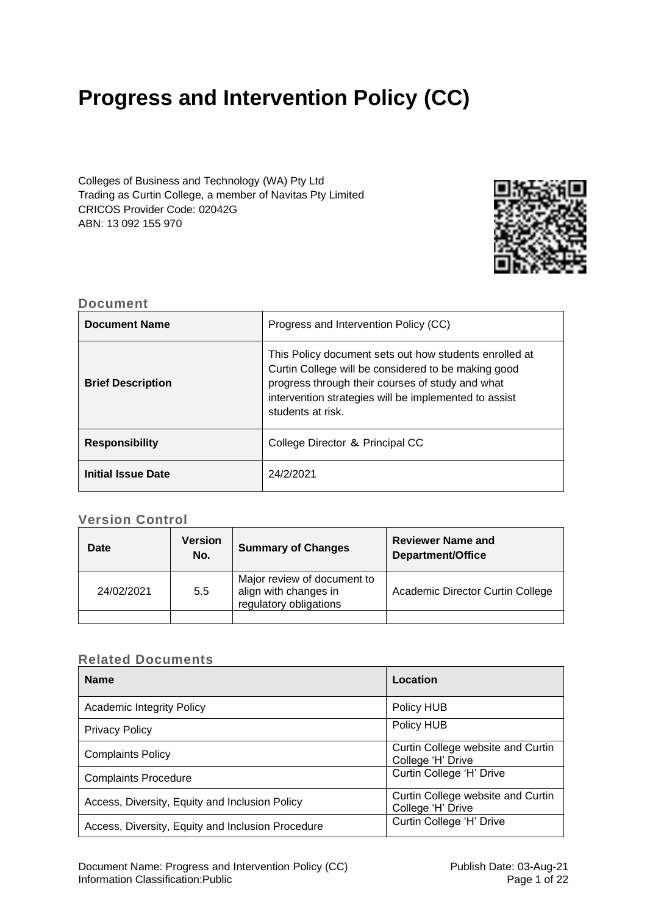# Progress and Intervention Policy (CC)

Colleges of Business and Technology (WA) Pty Ltd
Trading as Curtin College, a member of Navitas Pty Limited
CRICOS Provider Code: 02042G
ABN: 13 092 155 970

## Document

| Document Name | Progress and Intervention Policy (CC) |
|---|---|
| Brief Description | This Policy document sets out how students enrolled at Curtin College will be considered to be making good progress through their courses of study and what intervention strategies will be implemented to assist students at risk. |
| Responsibility | College Director & Principal CC |
| Initial Issue Date | 24/2/2021 |

## Version Control

| Date | Version No. | Summary of Changes | Reviewer Name and Department/Office |
|---|---|---|---|
| 24/02/2021 | 5.5 | Major review of document to align with changes in regulatory obligations | Academic Director Curtin College |
| | | | |

## Related Documents

| Name | Location |
|---|---|
| Academic Integrity Policy | Policy HUB |
| Privacy Policy | Policy HUB |
| Complaints Policy | Curtin College website and Curtin College 'H' Drive |
| Complaints Procedure | Curtin College 'H' Drive |
| Access, Diversity, Equity and Inclusion Policy | Curtin College website and Curtin College 'H' Drive |
| Access, Diversity, Equity and Inclusion Procedure | Curtin College 'H' Drive |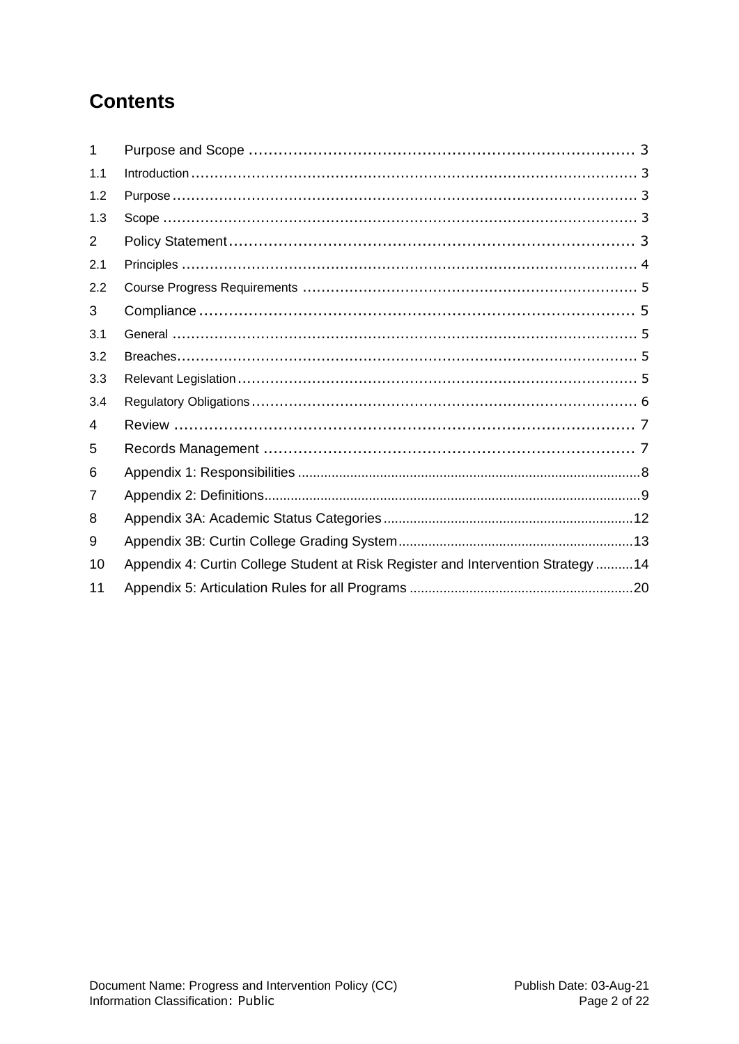# Contents

| | | |
|---|---|---|
| 1 | Purpose and Scope | 3 |
| 1.1 | Introduction | 3 |
| 1.2 | Purpose | 3 |
| 1.3 | Scope | 3 |
| 2 | Policy Statement | 3 |
| 2.1 | Principles | 4 |
| 2.2 | Course Progress Requirements | 5 |
| 3 | Compliance | 5 |
| 3.1 | General | 5 |
| 3.2 | Breaches | 5 |
| 3.3 | Relevant Legislation | 5 |
| 3.4 | Regulatory Obligations | 6 |
| 4 | Review | 7 |
| 5 | Records Management | 7 |
| 6 | Appendix 1: Responsibilities | 8 |
| 7 | Appendix 2: Definitions | 9 |
| 8 | Appendix 3A: Academic Status Categories | 12 |
| 9 | Appendix 3B: Curtin College Grading System | 13 |
| 10 | Appendix 4: Curtin College Student at Risk Register and Intervention Strategy | 14 |
| 11 | Appendix 5: Articulation Rules for all Programs | 20 |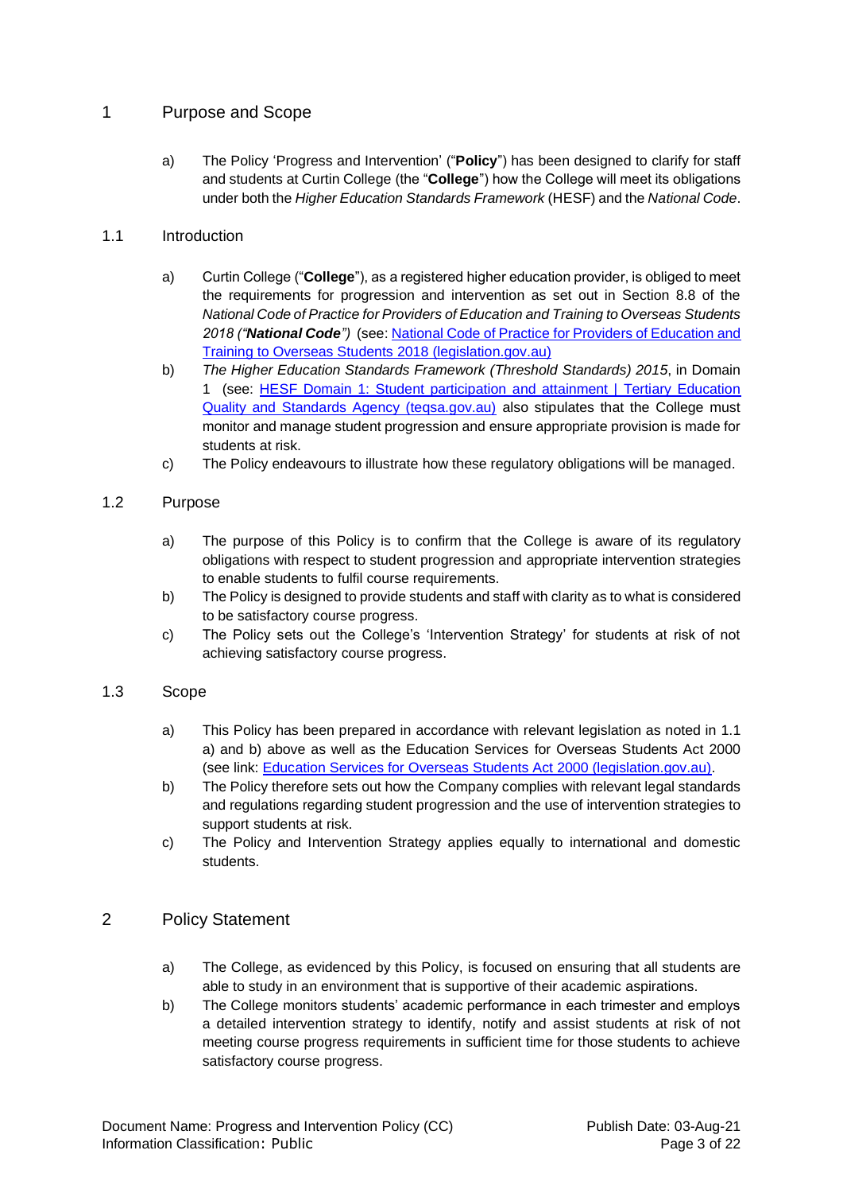# 1 Purpose and Scope

a) The Policy 'Progress and Intervention' ("**Policy**") has been designed to clarify for staff and students at Curtin College (the "**College**") how the College will meet its obligations under both the *Higher Education Standards Framework* (HESF) and the *National Code*.

## 1.1 Introduction

a) Curtin College ("**College**"), as a registered higher education provider, is obliged to meet the requirements for progression and intervention as set out in Section 8.8 of the *National Code of Practice for Providers of Education and Training to Overseas Students 2018 ("**National Code**")* (see: [National Code of Practice for Providers of Education and Training to Overseas Students 2018 (legislation.gov.au)](https://www.legislation.gov.au))

b) *The Higher Education Standards Framework (Threshold Standards) 2015*, in Domain 1 (see: [HESF Domain 1: Student participation and attainment | Tertiary Education Quality and Standards Agency (teqsa.gov.au)](https://www.teqsa.gov.au) also stipulates that the College must monitor and manage student progression and ensure appropriate provision is made for students at risk.

c) The Policy endeavours to illustrate how these regulatory obligations will be managed.

## 1.2 Purpose

a) The purpose of this Policy is to confirm that the College is aware of its regulatory obligations with respect to student progression and appropriate intervention strategies to enable students to fulfil course requirements.

b) The Policy is designed to provide students and staff with clarity as to what is considered to be satisfactory course progress.

c) The Policy sets out the College's 'Intervention Strategy' for students at risk of not achieving satisfactory course progress.

## 1.3 Scope

a) This Policy has been prepared in accordance with relevant legislation as noted in 1.1 a) and b) above as well as the Education Services for Overseas Students Act 2000 (see link: [Education Services for Overseas Students Act 2000 (legislation.gov.au)](https://www.legislation.gov.au).

b) The Policy therefore sets out how the Company complies with relevant legal standards and regulations regarding student progression and the use of intervention strategies to support students at risk.

c) The Policy and Intervention Strategy applies equally to international and domestic students.

# 2 Policy Statement

a) The College, as evidenced by this Policy, is focused on ensuring that all students are able to study in an environment that is supportive of their academic aspirations.

b) The College monitors students' academic performance in each trimester and employs a detailed intervention strategy to identify, notify and assist students at risk of not meeting course progress requirements in sufficient time for those students to achieve satisfactory course progress.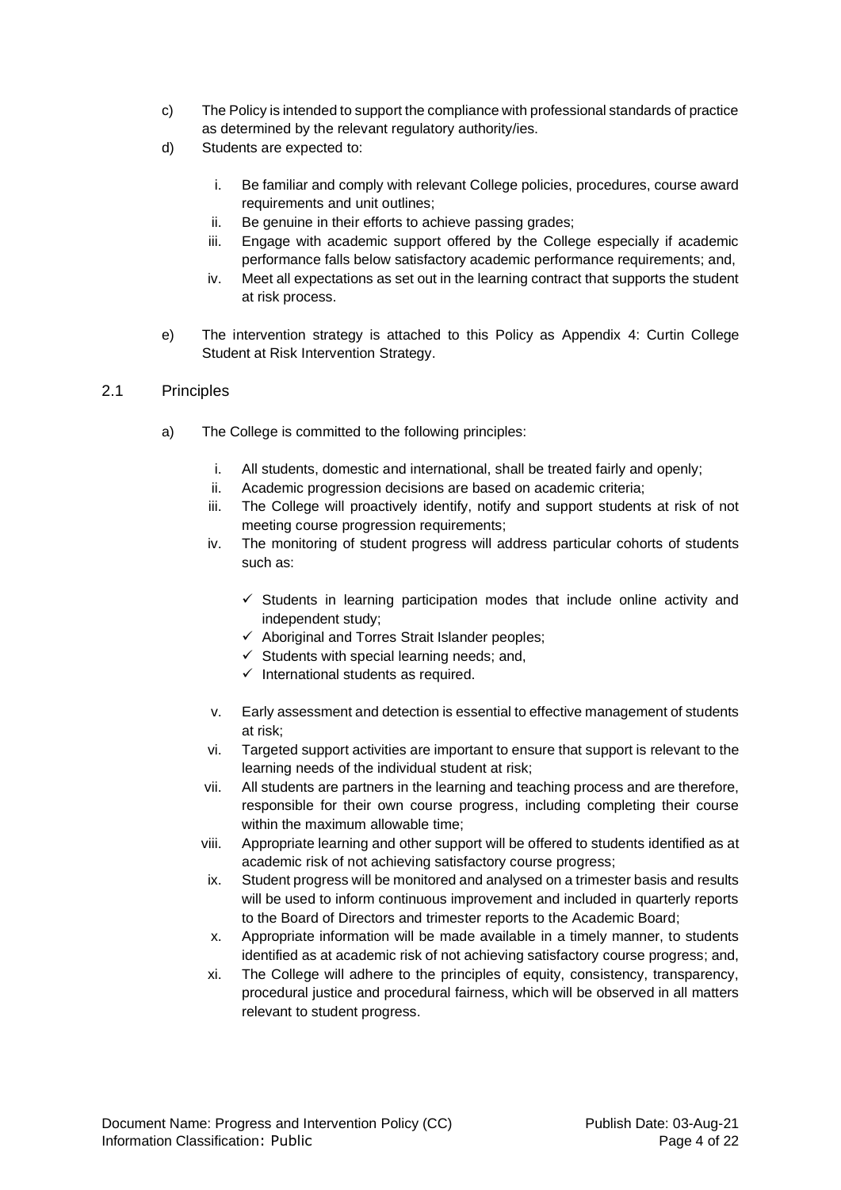c) The Policy is intended to support the compliance with professional standards of practice as determined by the relevant regulatory authority/ies.

d) Students are expected to:

   i. Be familiar and comply with relevant College policies, procedures, course award requirements and unit outlines;
   ii. Be genuine in their efforts to achieve passing grades;
   iii. Engage with academic support offered by the College especially if academic performance falls below satisfactory academic performance requirements; and,
   iv. Meet all expectations as set out in the learning contract that supports the student at risk process.

e) The intervention strategy is attached to this Policy as Appendix 4: Curtin College Student at Risk Intervention Strategy.

## 2.1 Principles

a) The College is committed to the following principles:

   i. All students, domestic and international, shall be treated fairly and openly;
   ii. Academic progression decisions are based on academic criteria;
   iii. The College will proactively identify, notify and support students at risk of not meeting course progression requirements;
   iv. The monitoring of student progress will address particular cohorts of students such as:

      - ✓ Students in learning participation modes that include online activity and independent study;
      - ✓ Aboriginal and Torres Strait Islander peoples;
      - ✓ Students with special learning needs; and,
      - ✓ International students as required.

   v. Early assessment and detection is essential to effective management of students at risk;
   vi. Targeted support activities are important to ensure that support is relevant to the learning needs of the individual student at risk;
   vii. All students are partners in the learning and teaching process and are therefore, responsible for their own course progress, including completing their course within the maximum allowable time;
   viii. Appropriate learning and other support will be offered to students identified as at academic risk of not achieving satisfactory course progress;
   ix. Student progress will be monitored and analysed on a trimester basis and results will be used to inform continuous improvement and included in quarterly reports to the Board of Directors and trimester reports to the Academic Board;
   x. Appropriate information will be made available in a timely manner, to students identified as at academic risk of not achieving satisfactory course progress; and,
   xi. The College will adhere to the principles of equity, consistency, transparency, procedural justice and procedural fairness, which will be observed in all matters relevant to student progress.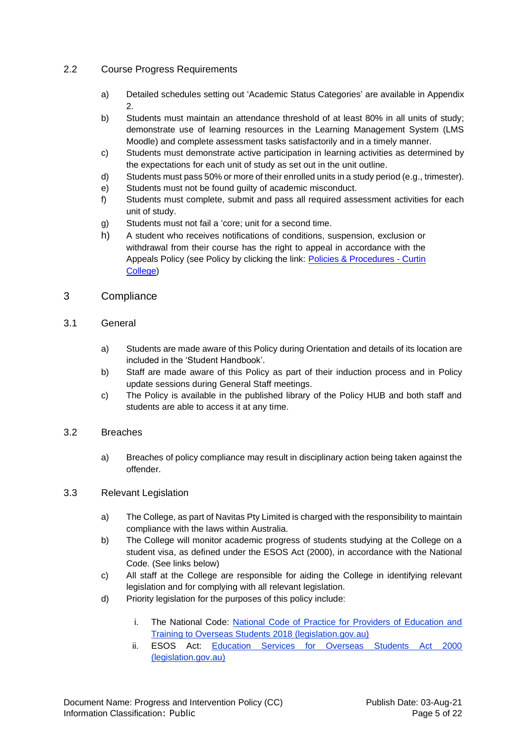## 2.2 Course Progress Requirements

a) Detailed schedules setting out 'Academic Status Categories' are available in Appendix 2.

b) Students must maintain an attendance threshold of at least 80% in all units of study; demonstrate use of learning resources in the Learning Management System (LMS Moodle) and complete assessment tasks satisfactorily and in a timely manner.

c) Students must demonstrate active participation in learning activities as determined by the expectations for each unit of study as set out in the unit outline.

d) Students must pass 50% or more of their enrolled units in a study period (e.g., trimester).

e) Students must not be found guilty of academic misconduct.

f) Students must complete, submit and pass all required assessment activities for each unit of study.

g) Students must not fail a 'core; unit for a second time.

h) A student who receives notifications of conditions, suspension, exclusion or withdrawal from their course has the right to appeal in accordance with the Appeals Policy (see Policy by clicking the link: [Policies & Procedures - Curtin College](#))

# 3 Compliance

## 3.1 General

a) Students are made aware of this Policy during Orientation and details of its location are included in the 'Student Handbook'.

b) Staff are made aware of this Policy as part of their induction process and in Policy update sessions during General Staff meetings.

c) The Policy is available in the published library of the Policy HUB and both staff and students are able to access it at any time.

## 3.2 Breaches

a) Breaches of policy compliance may result in disciplinary action being taken against the offender.

## 3.3 Relevant Legislation

a) The College, as part of Navitas Pty Limited is charged with the responsibility to maintain compliance with the laws within Australia.

b) The College will monitor academic progress of students studying at the College on a student visa, as defined under the ESOS Act (2000), in accordance with the National Code. (See links below)

c) All staff at the College are responsible for aiding the College in identifying relevant legislation and for complying with all relevant legislation.

d) Priority legislation for the purposes of this policy include:

   i. The National Code: [National Code of Practice for Providers of Education and Training to Overseas Students 2018 (legislation.gov.au)](#)

   ii. ESOS Act: [Education Services for Overseas Students Act 2000 (legislation.gov.au)](#)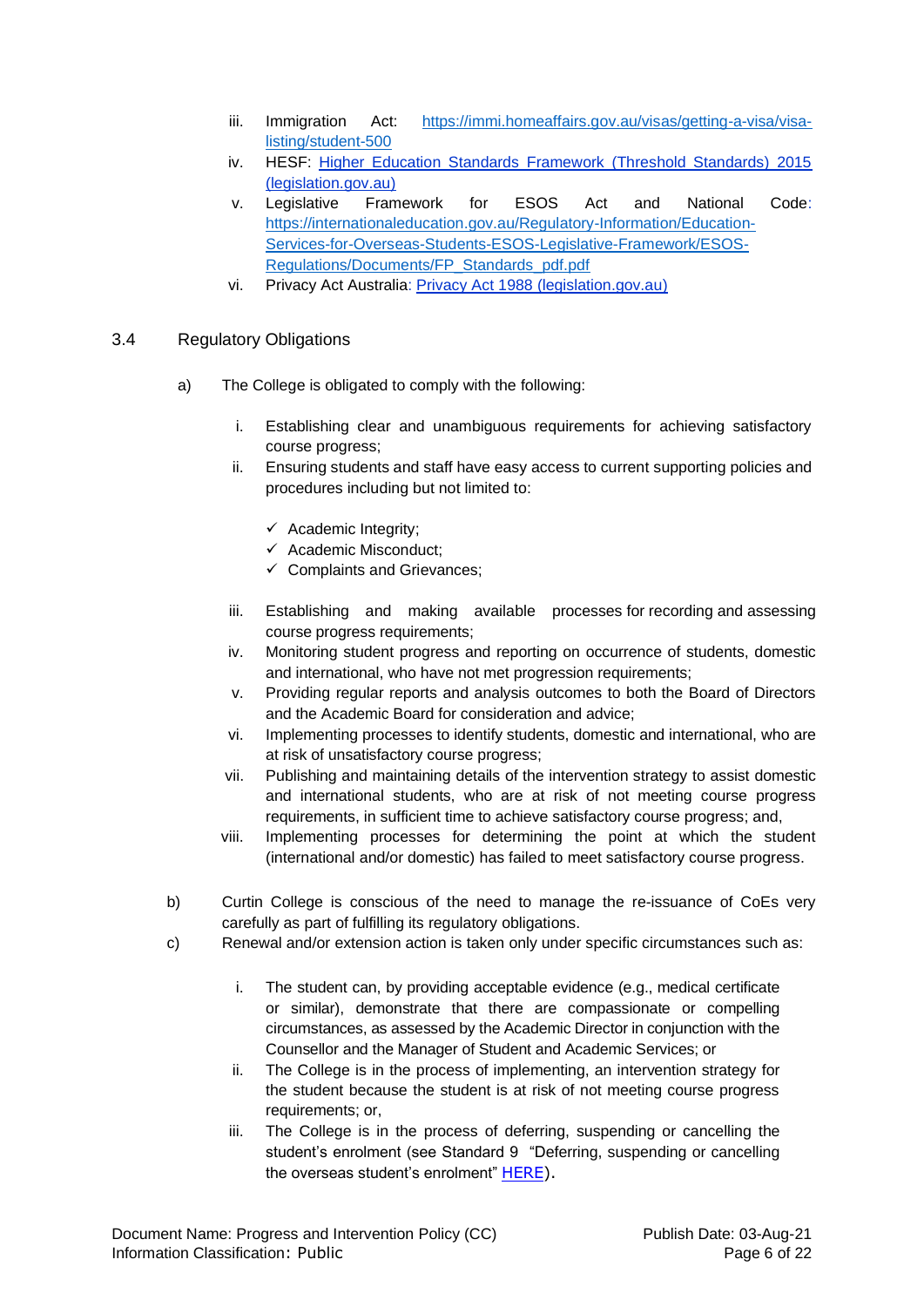iii. Immigration Act: [https://immi.homeaffairs.gov.au/visas/getting-a-visa/visa-listing/student-500](https://immi.homeaffairs.gov.au/visas/getting-a-visa/visa-listing/student-500)

iv. HESF: Higher Education Standards Framework (Threshold Standards) 2015 (legislation.gov.au)

v. Legislative Framework for ESOS Act and National Code: [https://internationaleducation.gov.au/Regulatory-Information/Education-Services-for-Overseas-Students-ESOS-Legislative-Framework/ESOS-Regulations/Documents/FP_Standards_pdf.pdf](https://internationaleducation.gov.au/Regulatory-Information/Education-Services-for-Overseas-Students-ESOS-Legislative-Framework/ESOS-Regulations/Documents/FP_Standards_pdf.pdf)

vi. Privacy Act Australia: Privacy Act 1988 (legislation.gov.au)

## 3.4 Regulatory Obligations

a) The College is obligated to comply with the following:

i. Establishing clear and unambiguous requirements for achieving satisfactory course progress;

ii. Ensuring students and staff have easy access to current supporting policies and procedures including but not limited to:

- ✓ Academic Integrity;
- ✓ Academic Misconduct;
- ✓ Complaints and Grievances;

iii. Establishing and making available processes for recording and assessing course progress requirements;

iv. Monitoring student progress and reporting on occurrence of students, domestic and international, who have not met progression requirements;

v. Providing regular reports and analysis outcomes to both the Board of Directors and the Academic Board for consideration and advice;

vi. Implementing processes to identify students, domestic and international, who are at risk of unsatisfactory course progress;

vii. Publishing and maintaining details of the intervention strategy to assist domestic and international students, who are at risk of not meeting course progress requirements, in sufficient time to achieve satisfactory course progress; and,

viii. Implementing processes for determining the point at which the student (international and/or domestic) has failed to meet satisfactory course progress.

b) Curtin College is conscious of the need to manage the re-issuance of CoEs very carefully as part of fulfilling its regulatory obligations.

c) Renewal and/or extension action is taken only under specific circumstances such as:

i. The student can, by providing acceptable evidence (e.g., medical certificate or similar), demonstrate that there are compassionate or compelling circumstances, as assessed by the Academic Director in conjunction with the Counsellor and the Manager of Student and Academic Services; or

ii. The College is in the process of implementing, an intervention strategy for the student because the student is at risk of not meeting course progress requirements; or,

iii. The College is in the process of deferring, suspending or cancelling the student's enrolment (see Standard 9 "Deferring, suspending or cancelling the overseas student's enrolment" HERE).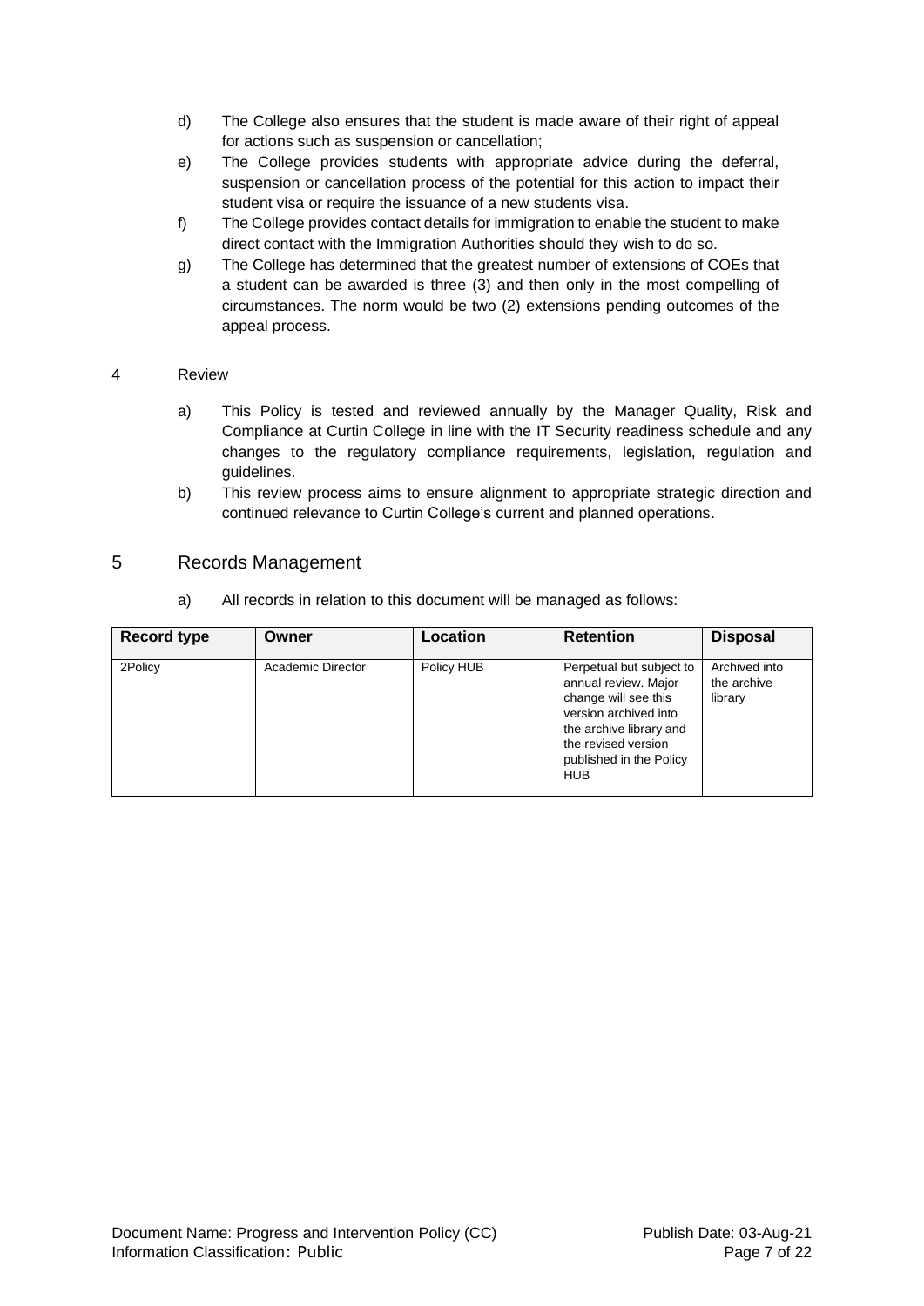d) The College also ensures that the student is made aware of their right of appeal for actions such as suspension or cancellation;

e) The College provides students with appropriate advice during the deferral, suspension or cancellation process of the potential for this action to impact their student visa or require the issuance of a new students visa.

f) The College provides contact details for immigration to enable the student to make direct contact with the Immigration Authorities should they wish to do so.

g) The College has determined that the greatest number of extensions of COEs that a student can be awarded is three (3) and then only in the most compelling of circumstances. The norm would be two (2) extensions pending outcomes of the appeal process.

4 Review

a) This Policy is tested and reviewed annually by the Manager Quality, Risk and Compliance at Curtin College in line with the IT Security readiness schedule and any changes to the regulatory compliance requirements, legislation, regulation and guidelines.

b) This review process aims to ensure alignment to appropriate strategic direction and continued relevance to Curtin College's current and planned operations.

## 5 Records Management

a) All records in relation to this document will be managed as follows:

| Record type | Owner | Location | Retention | Disposal |
|---|---|---|---|---|
| 2Policy | Academic Director | Policy HUB | Perpetual but subject to annual review. Major change will see this version archived into the archive library and the revised version published in the Policy HUB | Archived into the archive library |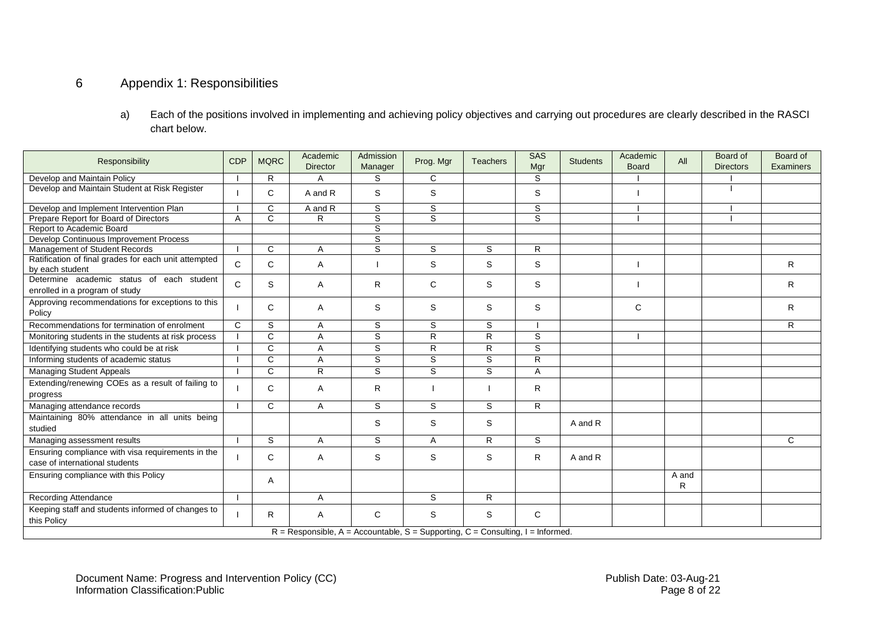## 6 Appendix 1: Responsibilities

a) Each of the positions involved in implementing and achieving policy objectives and carrying out procedures are clearly described in the RASCI chart below.

| Responsibility | CDP | MQRC | Academic Director | Admission Manager | Prog. Mgr | Teachers | SAS Mgr | Students | Academic Board | All | Board of Directors | Board of Examiners |
|---|---|---|---|---|---|---|---|---|---|---|---|---|
| Develop and Maintain Policy | I | R | A | S | C | | S | | I | | I | |
| Develop and Maintain Student at Risk Register | I | C | A and R | S | S | | S | | I | | I | |
| Develop and Implement Intervention Plan | I | C | A and R | S | S | | S | | I | | I | |
| Prepare Report for Board of Directors | A | C | R | S | S | | S | | I | | I | |
| Report to Academic Board | | | | S | | | | | | | | |
| Develop Continuous Improvement Process | | | | S | | | | | | | | |
| Management of Student Records | I | C | A | S | S | S | R | | | | | |
| Ratification of final grades for each unit attempted by each student | C | C | A | I | S | S | S | | I | | | R |
| Determine academic status of each student enrolled in a program of study | C | S | A | R | C | S | S | | I | | | R |
| Approving recommendations for exceptions to this Policy | I | C | A | S | S | S | S | | C | | | R |
| Recommendations for termination of enrolment | C | S | A | S | S | S | I | | | | | R |
| Monitoring students in the students at risk process | I | C | A | S | R | R | S | | I | | | |
| Identifying students who could be at risk | I | C | A | S | R | R | S | | | | | |
| Informing students of academic status | I | C | A | S | S | S | R | | | | | |
| Managing Student Appeals | I | C | R | S | S | S | A | | | | | |
| Extending/renewing COEs as a result of failing to progress | I | C | A | R | I | I | R | | | | | |
| Managing attendance records | I | C | A | S | S | S | R | | | | | |
| Maintaining 80% attendance in all units being studied | | | | S | S | S | | A and R | | | | |
| Managing assessment results | I | S | A | S | A | R | S | | | | | C |
| Ensuring compliance with visa requirements in the case of international students | I | C | A | S | S | S | R | A and R | | | | |
| Ensuring compliance with this Policy | | A | | | | | | | | A and R | | |
| Recording Attendance | I | | A | | S | R | | | | | | |
| Keeping staff and students informed of changes to this Policy | I | R | A | C | S | S | C | | | | | |

R = Responsible, A = Accountable, S = Supporting, C = Consulting, I = Informed.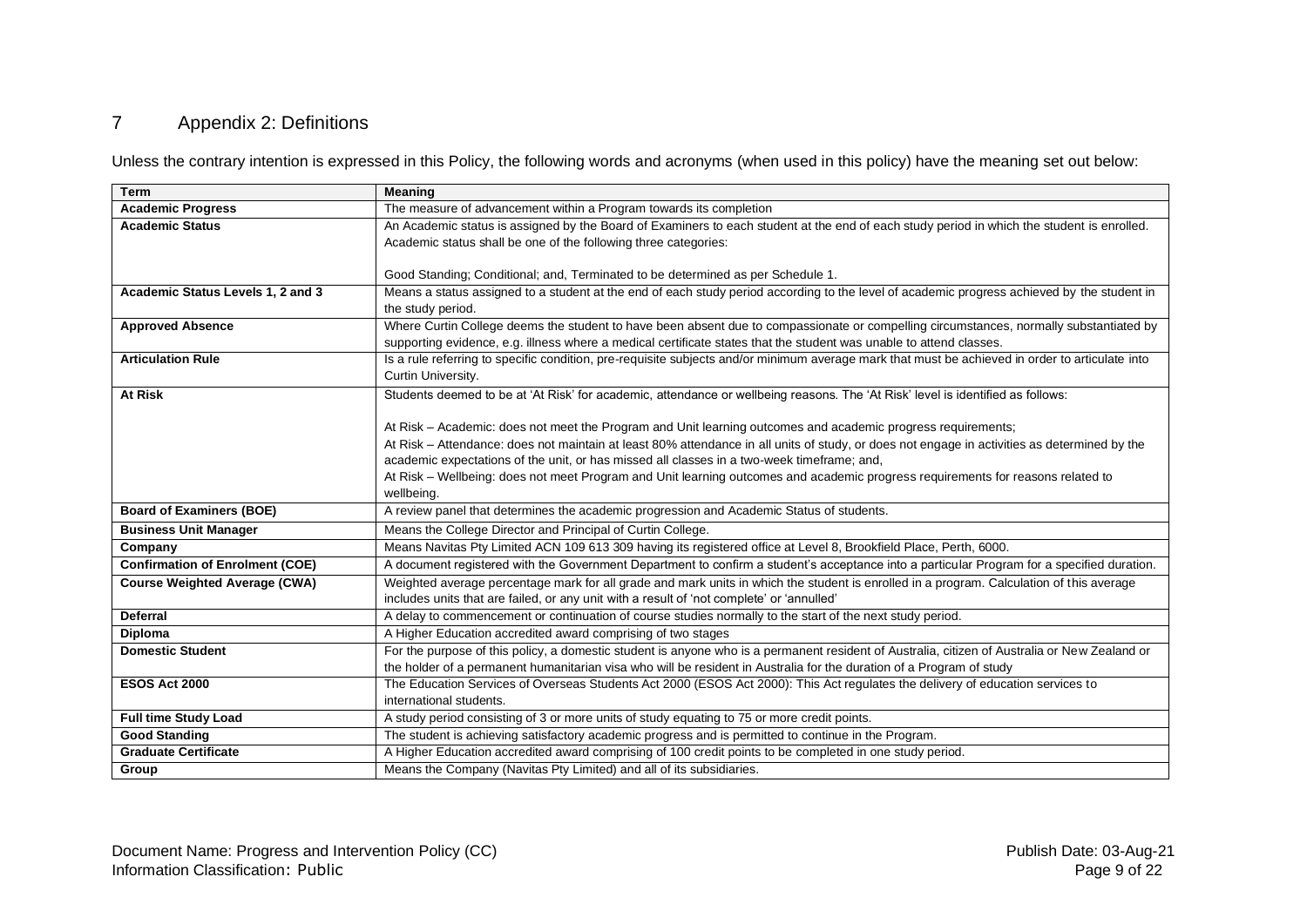# 7 Appendix 2: Definitions

Unless the contrary intention is expressed in this Policy, the following words and acronyms (when used in this policy) have the meaning set out below:

| Term | Meaning |
|---|---|
| **Academic Progress** | The measure of advancement within a Program towards its completion |
| **Academic Status** | An Academic status is assigned by the Board of Examiners to each student at the end of each study period in which the student is enrolled. Academic status shall be one of the following three categories:<br><br>Good Standing; Conditional; and, Terminated to be determined as per Schedule 1. |
| **Academic Status Levels 1, 2 and 3** | Means a status assigned to a student at the end of each study period according to the level of academic progress achieved by the student in the study period. |
| **Approved Absence** | Where Curtin College deems the student to have been absent due to compassionate or compelling circumstances, normally substantiated by supporting evidence, e.g. illness where a medical certificate states that the student was unable to attend classes. |
| **Articulation Rule** | Is a rule referring to specific condition, pre-requisite subjects and/or minimum average mark that must be achieved in order to articulate into Curtin University. |
| **At Risk** | Students deemed to be at 'At Risk' for academic, attendance or wellbeing reasons. The 'At Risk' level is identified as follows:<br><br>At Risk – Academic: does not meet the Program and Unit learning outcomes and academic progress requirements;<br>At Risk – Attendance: does not maintain at least 80% attendance in all units of study, or does not engage in activities as determined by the academic expectations of the unit, or has missed all classes in a two-week timeframe; and,<br>At Risk – Wellbeing: does not meet Program and Unit learning outcomes and academic progress requirements for reasons related to wellbeing. |
| **Board of Examiners (BOE)** | A review panel that determines the academic progression and Academic Status of students. |
| **Business Unit Manager** | Means the College Director and Principal of Curtin College. |
| **Company** | Means Navitas Pty Limited ACN 109 613 309 having its registered office at Level 8, Brookfield Place, Perth, 6000. |
| **Confirmation of Enrolment (COE)** | A document registered with the Government Department to confirm a student's acceptance into a particular Program for a specified duration. |
| **Course Weighted Average (CWA)** | Weighted average percentage mark for all grade and mark units in which the student is enrolled in a program. Calculation of this average includes units that are failed, or any unit with a result of 'not complete' or 'annulled' |
| **Deferral** | A delay to commencement or continuation of course studies normally to the start of the next study period. |
| **Diploma** | A Higher Education accredited award comprising of two stages |
| **Domestic Student** | For the purpose of this policy, a domestic student is anyone who is a permanent resident of Australia, citizen of Australia or New Zealand or the holder of a permanent humanitarian visa who will be resident in Australia for the duration of a Program of study |
| **ESOS Act 2000** | The Education Services of Overseas Students Act 2000 (ESOS Act 2000): This Act regulates the delivery of education services to international students. |
| **Full time Study Load** | A study period consisting of 3 or more units of study equating to 75 or more credit points. |
| **Good Standing** | The student is achieving satisfactory academic progress and is permitted to continue in the Program. |
| **Graduate Certificate** | A Higher Education accredited award comprising of 100 credit points to be completed in one study period. |
| **Group** | Means the Company (Navitas Pty Limited) and all of its subsidiaries. |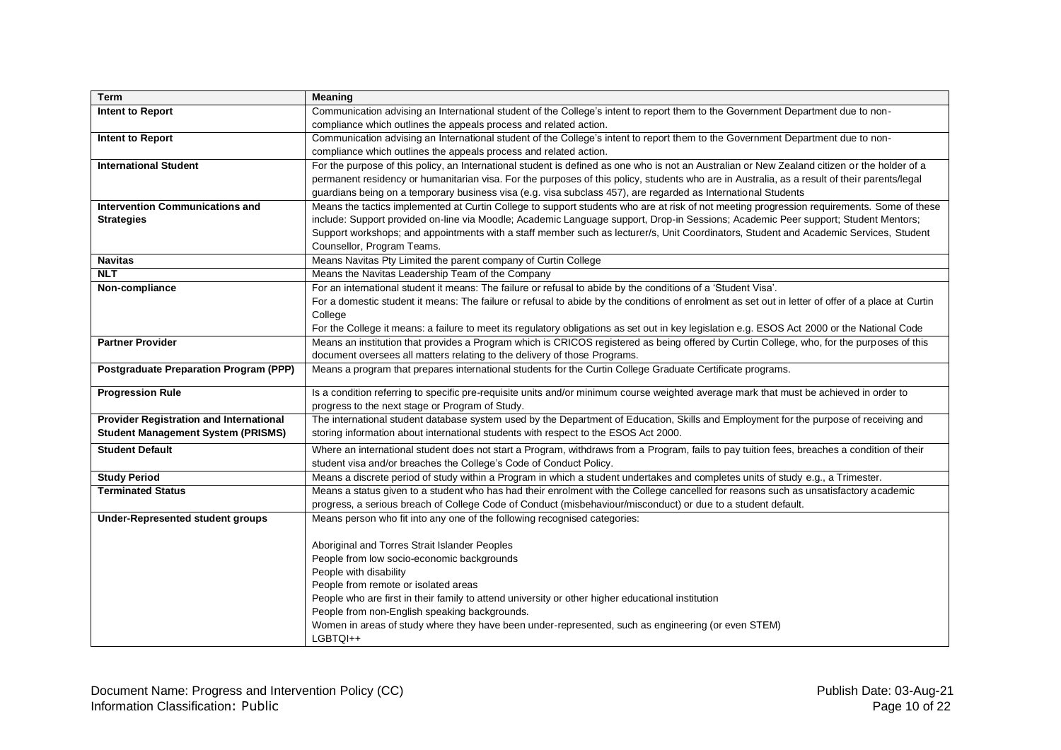| Term | Meaning |
|---|---|
| **Intent to Report** | Communication advising an International student of the College's intent to report them to the Government Department due to non-compliance which outlines the appeals process and related action. |
| **Intent to Report** | Communication advising an International student of the College's intent to report them to the Government Department due to non-compliance which outlines the appeals process and related action. |
| **International Student** | For the purpose of this policy, an International student is defined as one who is not an Australian or New Zealand citizen or the holder of a permanent residency or humanitarian visa. For the purposes of this policy, students who are in Australia, as a result of their parents/legal guardians being on a temporary business visa (e.g. visa subclass 457), are regarded as International Students |
| **Intervention Communications and Strategies** | Means the tactics implemented at Curtin College to support students who are at risk of not meeting progression requirements. Some of these include: Support provided on-line via Moodle; Academic Language support, Drop-in Sessions; Academic Peer support; Student Mentors; Support workshops; and appointments with a staff member such as lecturer/s, Unit Coordinators, Student and Academic Services, Student Counsellor, Program Teams. |
| **Navitas** | Means Navitas Pty Limited the parent company of Curtin College |
| **NLT** | Means the Navitas Leadership Team of the Company |
| **Non-compliance** | For an international student it means: The failure or refusal to abide by the conditions of a 'Student Visa'.<br>For a domestic student it means: The failure or refusal to abide by the conditions of enrolment as set out in letter of offer of a place at Curtin College<br>For the College it means: a failure to meet its regulatory obligations as set out in key legislation e.g. ESOS Act 2000 or the National Code |
| **Partner Provider** | Means an institution that provides a Program which is CRICOS registered as being offered by Curtin College, who, for the purposes of this document oversees all matters relating to the delivery of those Programs. |
| **Postgraduate Preparation Program (PPP)** | Means a program that prepares international students for the Curtin College Graduate Certificate programs. |
| **Progression Rule** | Is a condition referring to specific pre-requisite units and/or minimum course weighted average mark that must be achieved in order to progress to the next stage or Program of Study. |
| **Provider Registration and International Student Management System (PRISMS)** | The international student database system used by the Department of Education, Skills and Employment for the purpose of receiving and storing information about international students with respect to the ESOS Act 2000. |
| **Student Default** | Where an international student does not start a Program, withdraws from a Program, fails to pay tuition fees, breaches a condition of their student visa and/or breaches the College's Code of Conduct Policy. |
| **Study Period** | Means a discrete period of study within a Program in which a student undertakes and completes units of study e.g., a Trimester. |
| **Terminated Status** | Means a status given to a student who has had their enrolment with the College cancelled for reasons such as unsatisfactory academic progress, a serious breach of College Code of Conduct (misbehaviour/misconduct) or due to a student default. |
| **Under-Represented student groups** | Means person who fit into any one of the following recognised categories:<br><br>Aboriginal and Torres Strait Islander Peoples<br>People from low socio-economic backgrounds<br>People with disability<br>People from remote or isolated areas<br>People who are first in their family to attend university or other higher educational institution<br>People from non-English speaking backgrounds.<br>Women in areas of study where they have been under-represented, such as engineering (or even STEM)<br>LGBTQI++ |

Document Name: Progress and Intervention Policy (CC)
Information Classification: Public
Publish Date: 03-Aug-21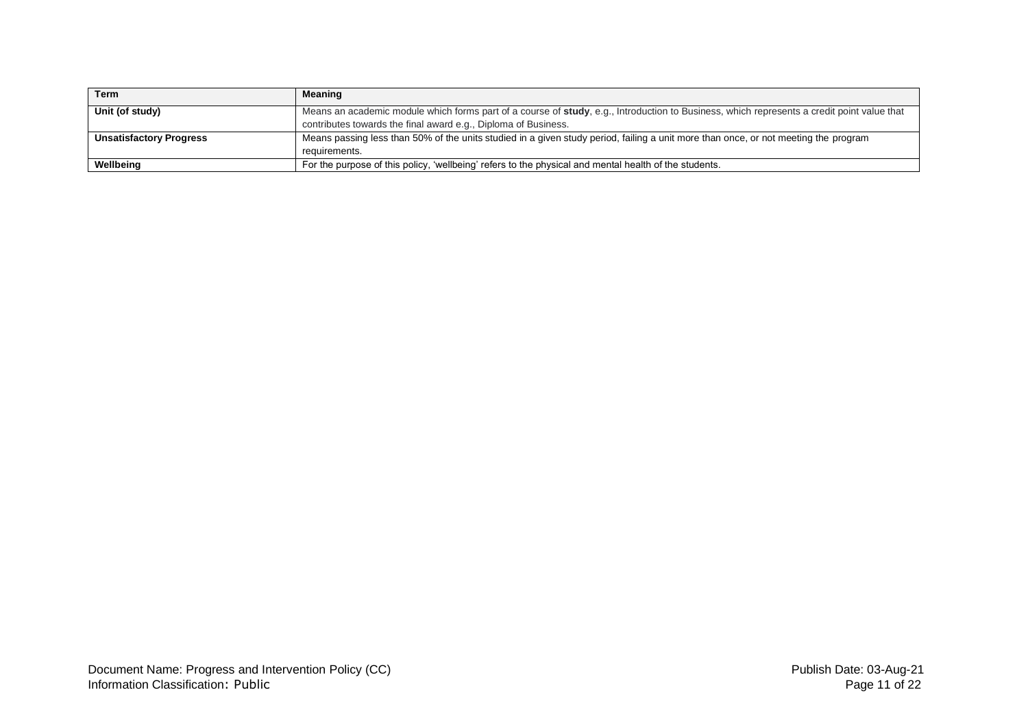| Term | Meaning |
|---|---|
| **Unit (of study)** | Means an academic module which forms part of a course of **study**, e.g., Introduction to Business, which represents a credit point value that contributes towards the final award e.g., Diploma of Business. |
| **Unsatisfactory Progress** | Means passing less than 50% of the units studied in a given study period, failing a unit more than once, or not meeting the program requirements. |
| **Wellbeing** | For the purpose of this policy, 'wellbeing' refers to the physical and mental health of the students. |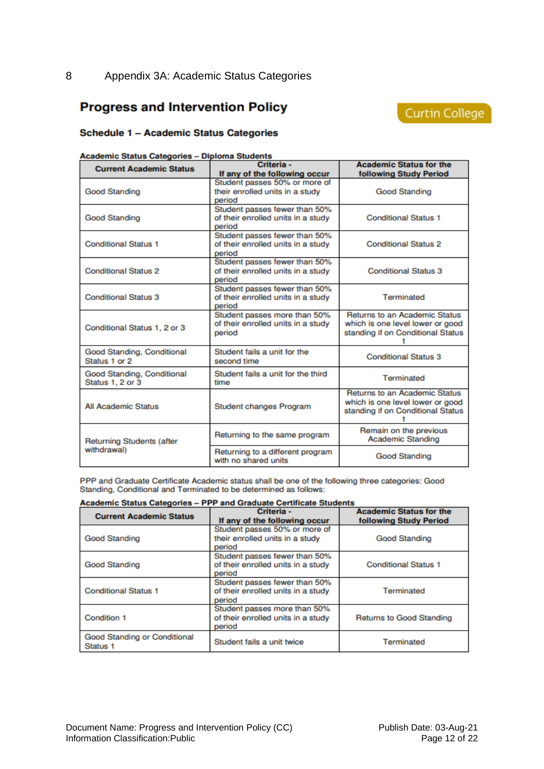# 8 Appendix 3A: Academic Status Categories

## Progress and Intervention Policy

Curtin College

### Schedule 1 – Academic Status Categories

**Academic Status Categories – Diploma Students**

| Current Academic Status | Criteria - If any of the following occur | Academic Status for the following Study Period |
|---|---|---|
| Good Standing | Student passes 50% or more of their enrolled units in a study period | Good Standing |
| Good Standing | Student passes fewer than 50% of their enrolled units in a study period | Conditional Status 1 |
| Conditional Status 1 | Student passes fewer than 50% of their enrolled units in a study period | Conditional Status 2 |
| Conditional Status 2 | Student passes fewer than 50% of their enrolled units in a study period | Conditional Status 3 |
| Conditional Status 3 | Student passes fewer than 50% of their enrolled units in a study period | Terminated |
| Conditional Status 1, 2 or 3 | Student passes more than 50% of their enrolled units in a study period | Returns to an Academic Status which is one level lower or good standing if on Conditional Status 1 |
| Good Standing, Conditional Status 1 or 2 | Student fails a unit for the second time | Conditional Status 3 |
| Good Standing, Conditional Status 1, 2 or 3 | Student fails a unit for the third time | Terminated |
| All Academic Status | Student changes Program | Returns to an Academic Status which is one level lower or good standing if on Conditional Status 1 |
| Returning Students (after withdrawal) | Returning to the same program | Remain on the previous Academic Standing |
| | Returning to a different program with no shared units | Good Standing |

PPP and Graduate Certificate Academic status shall be one of the following three categories: Good Standing, Conditional and Terminated to be determined as follows:

**Academic Status Categories – PPP and Graduate Certificate Students**

| Current Academic Status | Criteria - If any of the following occur | Academic Status for the following Study Period |
|---|---|---|
| Good Standing | Student passes 50% or more of their enrolled units in a study period | Good Standing |
| Good Standing | Student passes fewer than 50% of their enrolled units in a study period | Conditional Status 1 |
| Conditional Status 1 | Student passes fewer than 50% of their enrolled units in a study period | Terminated |
| Condition 1 | Student passes more than 50% of their enrolled units in a study period | Returns to Good Standing |
| Good Standing or Conditional Status 1 | Student fails a unit twice | Terminated |

Document Name: Progress and Intervention Policy (CC)
Information Classification:Public

Publish Date: 03-Aug-21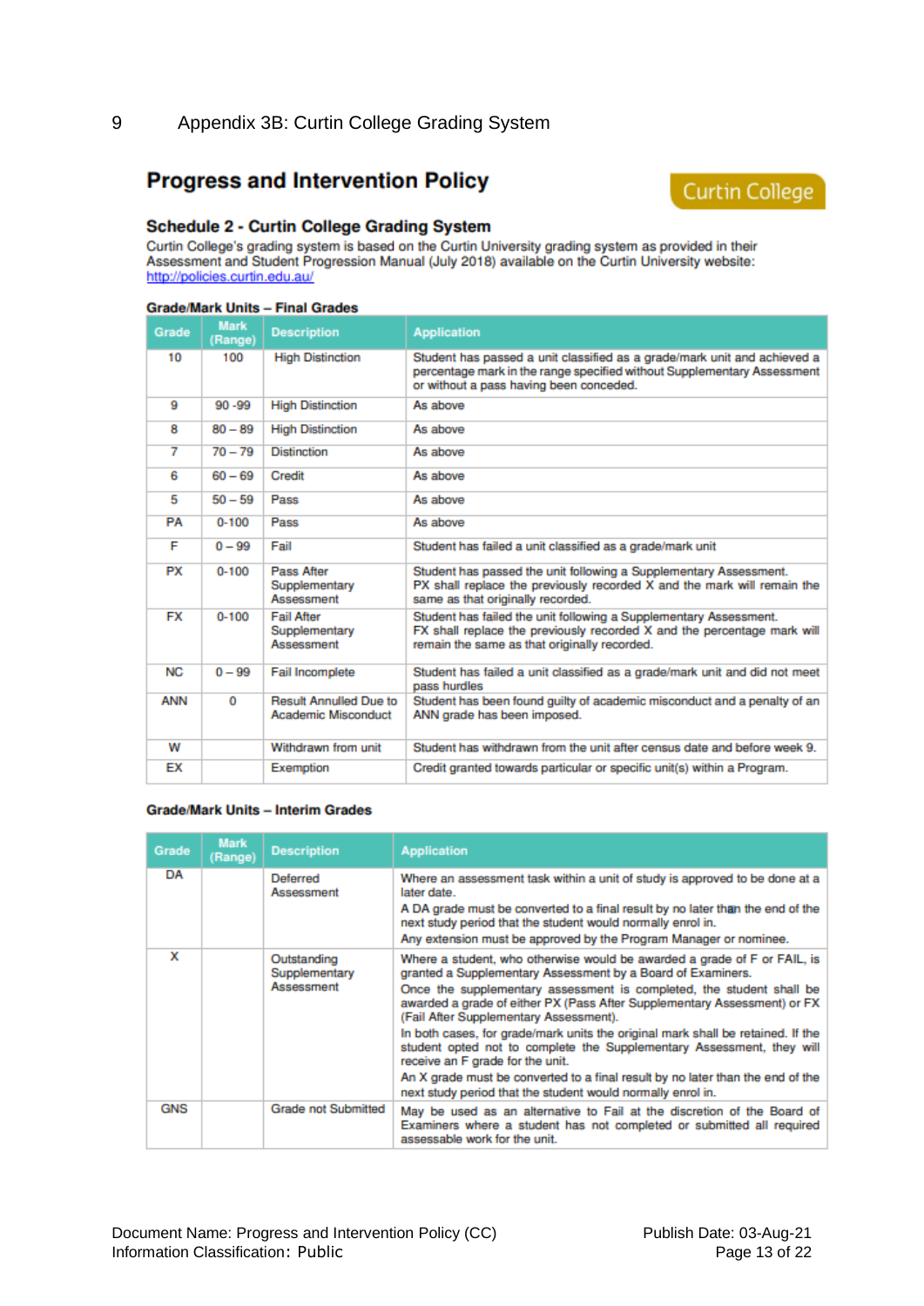# 9 Appendix 3B: Curtin College Grading System

## Progress and Intervention Policy

Curtin College

### Schedule 2 - Curtin College Grading System

Curtin College's grading system is based on the Curtin University grading system as provided in their Assessment and Student Progression Manual (July 2018) available on the Curtin University website: http://policies.curtin.edu.au/

**Grade/Mark Units – Final Grades**

| Grade | Mark (Range) | Description | Application |
|---|---|---|---|
| 10 | 100 | High Distinction | Student has passed a unit classified as a grade/mark unit and achieved a percentage mark in the range specified without Supplementary Assessment or without a pass having been conceded. |
| 9 | 90 -99 | High Distinction | As above |
| 8 | 80 – 89 | High Distinction | As above |
| 7 | 70 – 79 | Distinction | As above |
| 6 | 60 – 69 | Credit | As above |
| 5 | 50 – 59 | Pass | As above |
| PA | 0-100 | Pass | As above |
| F | 0 – 99 | Fail | Student has failed a unit classified as a grade/mark unit |
| PX | 0-100 | Pass After Supplementary Assessment | Student has passed the unit following a Supplementary Assessment. PX shall replace the previously recorded X and the mark will remain the same as that originally recorded. |
| FX | 0-100 | Fail After Supplementary Assessment | Student has failed the unit following a Supplementary Assessment. FX shall replace the previously recorded X and the percentage mark will remain the same as that originally recorded. |
| NC | 0 – 99 | Fail Incomplete | Student has failed a unit classified as a grade/mark unit and did not meet pass hurdles |
| ANN | 0 | Result Annulled Due to Academic Misconduct | Student has been found guilty of academic misconduct and a penalty of an ANN grade has been imposed. |
| W | | Withdrawn from unit | Student has withdrawn from the unit after census date and before week 9. |
| EX | | Exemption | Credit granted towards particular or specific unit(s) within a Program. |

**Grade/Mark Units – Interim Grades**

| Grade | Mark (Range) | Description | Application |
|---|---|---|---|
| DA | | Deferred Assessment | Where an assessment task within a unit of study is approved to be done at a later date. A DA grade must be converted to a final result by no later than the end of the next study period that the student would normally enrol in. Any extension must be approved by the Program Manager or nominee. |
| X | | Outstanding Supplementary Assessment | Where a student, who otherwise would be awarded a grade of F or FAIL, is granted a Supplementary Assessment by a Board of Examiners. Once the supplementary assessment is completed, the student shall be awarded a grade of either PX (Pass After Supplementary Assessment) or FX (Fail After Supplementary Assessment). In both cases, for grade/mark units the original mark shall be retained. If the student opted not to complete the Supplementary Assessment, they will receive an F grade for the unit. An X grade must be converted to a final result by no later than the end of the next study period that the student would normally enrol in. |
| GNS | | Grade not Submitted | May be used as an alternative to Fail at the discretion of the Board of Examiners where a student has not completed or submitted all required assessable work for the unit. |

Document Name: Progress and Intervention Policy (CC) Publish Date: 03-Aug-21
Information Classification: Public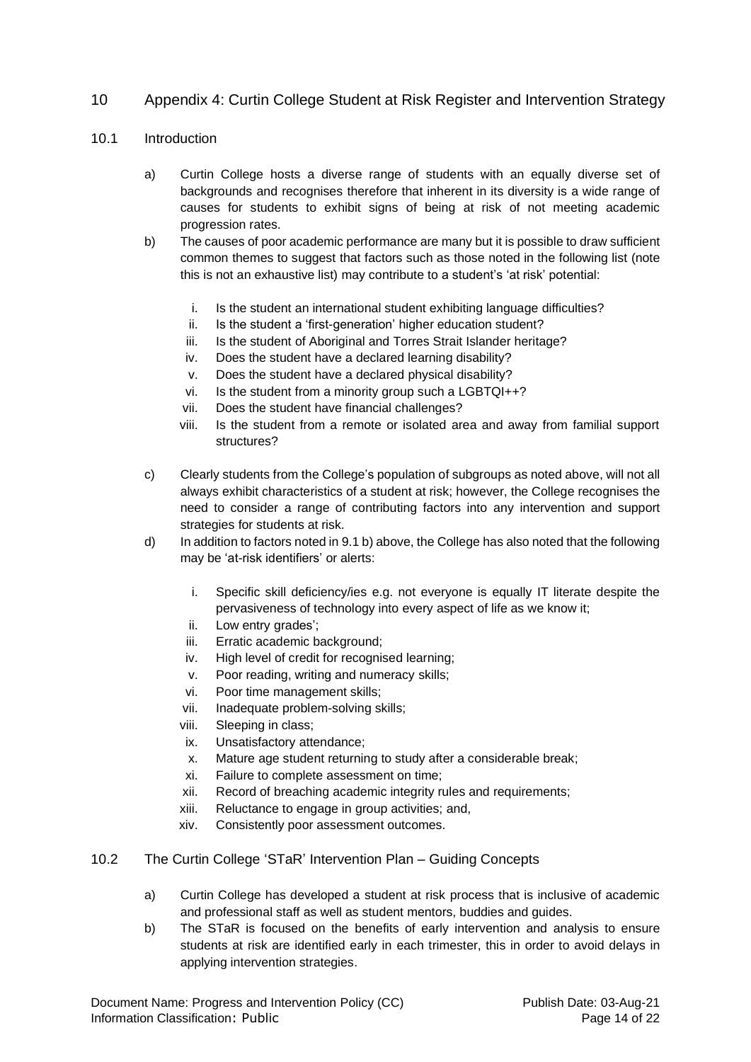## 10 Appendix 4: Curtin College Student at Risk Register and Intervention Strategy

### 10.1 Introduction

a) Curtin College hosts a diverse range of students with an equally diverse set of backgrounds and recognises therefore that inherent in its diversity is a wide range of causes for students to exhibit signs of being at risk of not meeting academic progression rates.

b) The causes of poor academic performance are many but it is possible to draw sufficient common themes to suggest that factors such as those noted in the following list (note this is not an exhaustive list) may contribute to a student's 'at risk' potential:

   i. Is the student an international student exhibiting language difficulties?
   ii. Is the student a 'first-generation' higher education student?
   iii. Is the student of Aboriginal and Torres Strait Islander heritage?
   iv. Does the student have a declared learning disability?
   v. Does the student have a declared physical disability?
   vi. Is the student from a minority group such a LGBTQI++?
   vii. Does the student have financial challenges?
   viii. Is the student from a remote or isolated area and away from familial support structures?

c) Clearly students from the College's population of subgroups as noted above, will not all always exhibit characteristics of a student at risk; however, the College recognises the need to consider a range of contributing factors into any intervention and support strategies for students at risk.

d) In addition to factors noted in 9.1 b) above, the College has also noted that the following may be 'at-risk identifiers' or alerts:

   i. Specific skill deficiency/ies e.g. not everyone is equally IT literate despite the pervasiveness of technology into every aspect of life as we know it;
   ii. Low entry grades';
   iii. Erratic academic background;
   iv. High level of credit for recognised learning;
   v. Poor reading, writing and numeracy skills;
   vi. Poor time management skills;
   vii. Inadequate problem-solving skills;
   viii. Sleeping in class;
   ix. Unsatisfactory attendance;
   x. Mature age student returning to study after a considerable break;
   xi. Failure to complete assessment on time;
   xii. Record of breaching academic integrity rules and requirements;
   xiii. Reluctance to engage in group activities; and,
   xiv. Consistently poor assessment outcomes.

### 10.2 The Curtin College 'STaR' Intervention Plan – Guiding Concepts

a) Curtin College has developed a student at risk process that is inclusive of academic and professional staff as well as student mentors, buddies and guides.

b) The STaR is focused on the benefits of early intervention and analysis to ensure students at risk are identified early in each trimester, this in order to avoid delays in applying intervention strategies.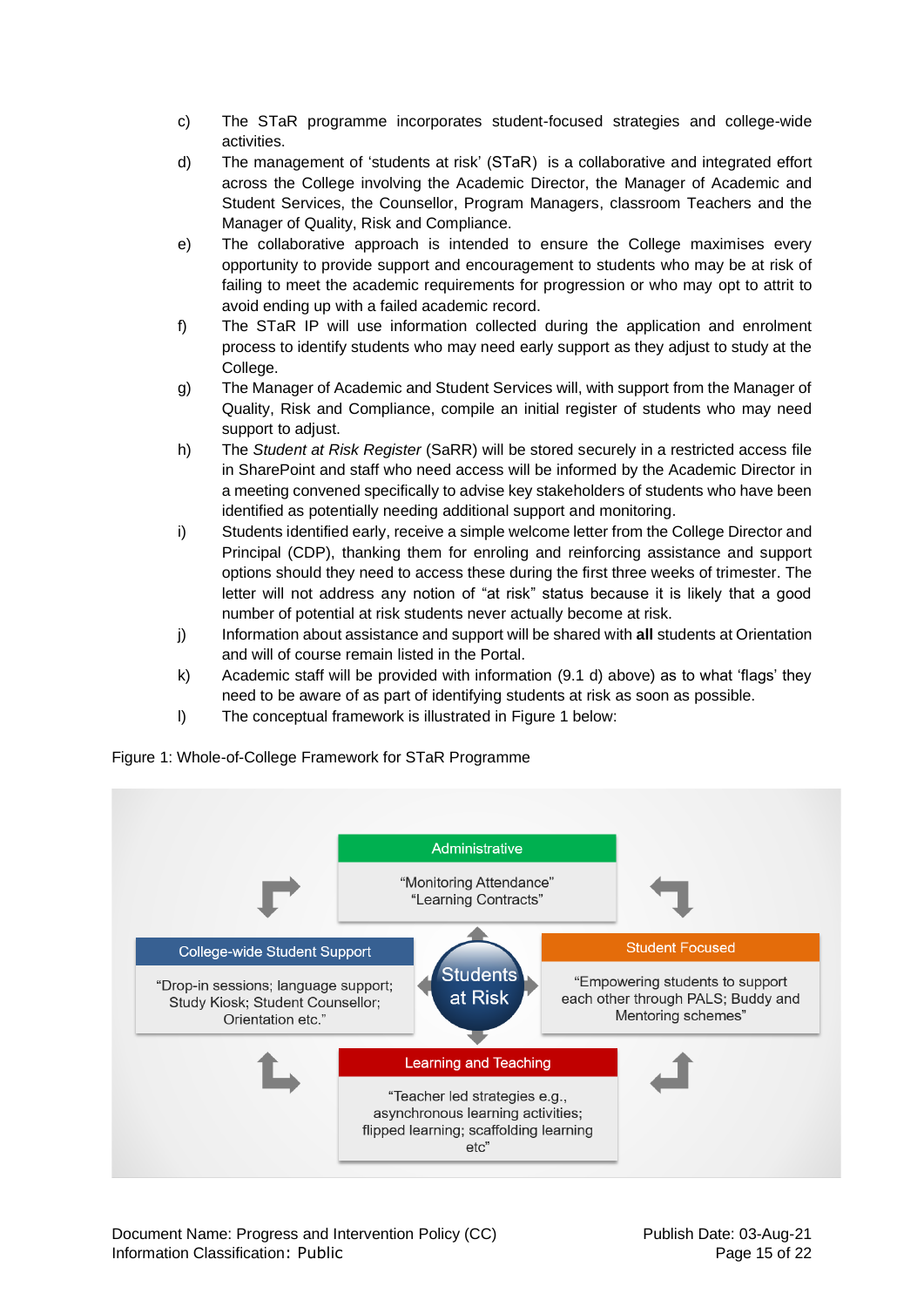c) The STaR programme incorporates student-focused strategies and college-wide activities.

d) The management of 'students at risk' (STaR) is a collaborative and integrated effort across the College involving the Academic Director, the Manager of Academic and Student Services, the Counsellor, Program Managers, classroom Teachers and the Manager of Quality, Risk and Compliance.

e) The collaborative approach is intended to ensure the College maximises every opportunity to provide support and encouragement to students who may be at risk of failing to meet the academic requirements for progression or who may opt to attrit to avoid ending up with a failed academic record.

f) The STaR IP will use information collected during the application and enrolment process to identify students who may need early support as they adjust to study at the College.

g) The Manager of Academic and Student Services will, with support from the Manager of Quality, Risk and Compliance, compile an initial register of students who may need support to adjust.

h) The *Student at Risk Register* (SaRR) will be stored securely in a restricted access file in SharePoint and staff who need access will be informed by the Academic Director in a meeting convened specifically to advise key stakeholders of students who have been identified as potentially needing additional support and monitoring.

i) Students identified early, receive a simple welcome letter from the College Director and Principal (CDP), thanking them for enroling and reinforcing assistance and support options should they need to access these during the first three weeks of trimester. The letter will not address any notion of "at risk" status because it is likely that a good number of potential at risk students never actually become at risk.

j) Information about assistance and support will be shared with **all** students at Orientation and will of course remain listed in the Portal.

k) Academic staff will be provided with information (9.1 d) above) as to what 'flags' they need to be aware of as part of identifying students at risk as soon as possible.

l) The conceptual framework is illustrated in Figure 1 below:

Figure 1: Whole-of-College Framework for STaR Programme

**Students at Risk**

**Administrative**
"Monitoring Attendance"
"Learning Contracts"

**College-wide Student Support**
"Drop-in sessions; language support; Study Kiosk; Student Counsellor; Orientation etc."

**Student Focused**
"Empowering students to support each other through PALS; Buddy and Mentoring schemes"

**Learning and Teaching**
"Teacher led strategies e.g., asynchronous learning activities; flipped learning; scaffolding learning etc"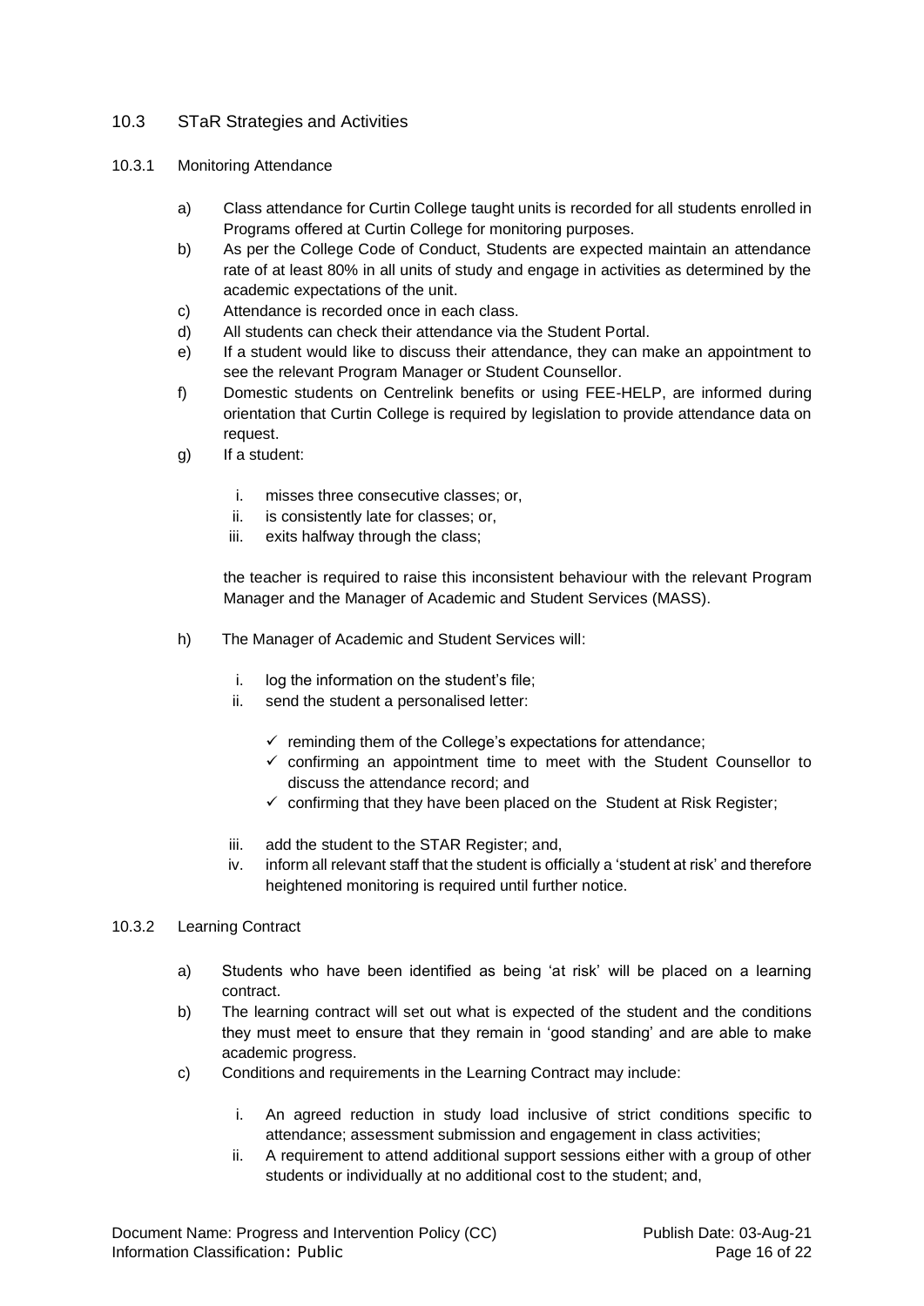## 10.3 STaR Strategies and Activities

### 10.3.1 Monitoring Attendance

a) Class attendance for Curtin College taught units is recorded for all students enrolled in Programs offered at Curtin College for monitoring purposes.

b) As per the College Code of Conduct, Students are expected maintain an attendance rate of at least 80% in all units of study and engage in activities as determined by the academic expectations of the unit.

c) Attendance is recorded once in each class.

d) All students can check their attendance via the Student Portal.

e) If a student would like to discuss their attendance, they can make an appointment to see the relevant Program Manager or Student Counsellor.

f) Domestic students on Centrelink benefits or using FEE-HELP, are informed during orientation that Curtin College is required by legislation to provide attendance data on request.

g) If a student:

   i. misses three consecutive classes; or,
   ii. is consistently late for classes; or,
   iii. exits halfway through the class;

   the teacher is required to raise this inconsistent behaviour with the relevant Program Manager and the Manager of Academic and Student Services (MASS).

h) The Manager of Academic and Student Services will:

   i. log the information on the student's file;
   ii. send the student a personalised letter:

      - ✓ reminding them of the College's expectations for attendance;
      - ✓ confirming an appointment time to meet with the Student Counsellor to discuss the attendance record; and
      - ✓ confirming that they have been placed on the Student at Risk Register;

   iii. add the student to the STAR Register; and,
   iv. inform all relevant staff that the student is officially a 'student at risk' and therefore heightened monitoring is required until further notice.

### 10.3.2 Learning Contract

a) Students who have been identified as being 'at risk' will be placed on a learning contract.

b) The learning contract will set out what is expected of the student and the conditions they must meet to ensure that they remain in 'good standing' and are able to make academic progress.

c) Conditions and requirements in the Learning Contract may include:

   i. An agreed reduction in study load inclusive of strict conditions specific to attendance; assessment submission and engagement in class activities;
   ii. A requirement to attend additional support sessions either with a group of other students or individually at no additional cost to the student; and,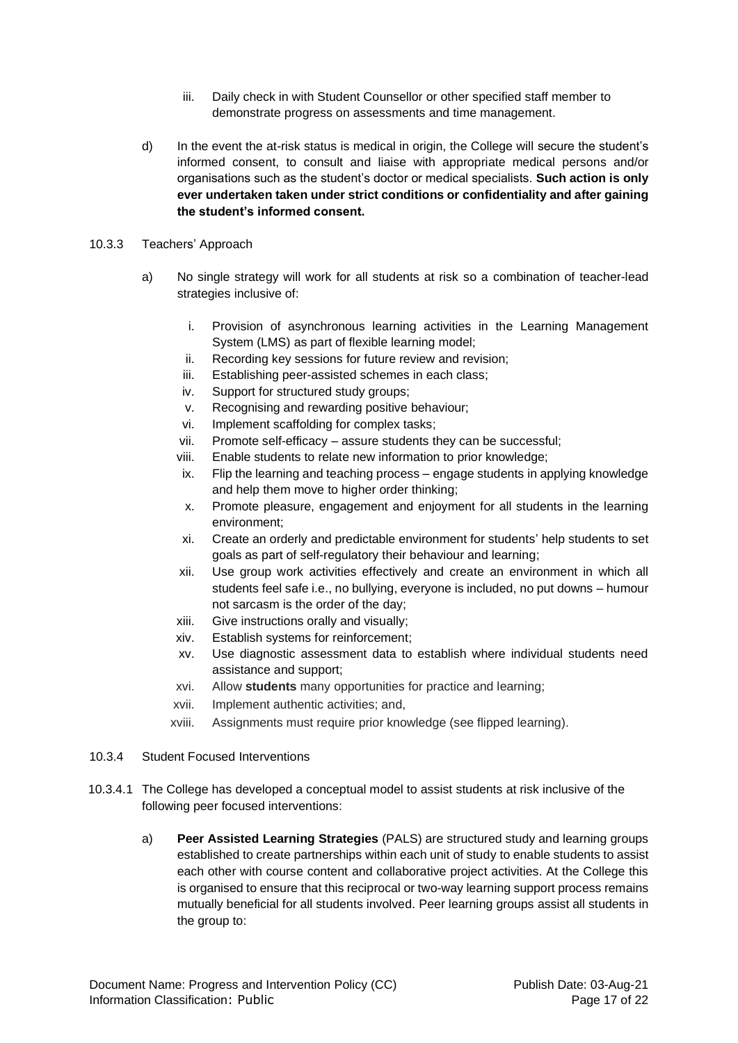iii. Daily check in with Student Counsellor or other specified staff member to demonstrate progress on assessments and time management.

d) In the event the at-risk status is medical in origin, the College will secure the student's informed consent, to consult and liaise with appropriate medical persons and/or organisations such as the student's doctor or medical specialists. **Such action is only ever undertaken taken under strict conditions or confidentiality and after gaining the student's informed consent.**

10.3.3 Teachers' Approach

a) No single strategy will work for all students at risk so a combination of teacher-lead strategies inclusive of:

i. Provision of asynchronous learning activities in the Learning Management System (LMS) as part of flexible learning model;
ii. Recording key sessions for future review and revision;
iii. Establishing peer-assisted schemes in each class;
iv. Support for structured study groups;
v. Recognising and rewarding positive behaviour;
vi. Implement scaffolding for complex tasks;
vii. Promote self-efficacy – assure students they can be successful;
viii. Enable students to relate new information to prior knowledge;
ix. Flip the learning and teaching process – engage students in applying knowledge and help them move to higher order thinking;
x. Promote pleasure, engagement and enjoyment for all students in the learning environment;
xi. Create an orderly and predictable environment for students' help students to set goals as part of self-regulatory their behaviour and learning;
xii. Use group work activities effectively and create an environment in which all students feel safe i.e., no bullying, everyone is included, no put downs – humour not sarcasm is the order of the day;
xiii. Give instructions orally and visually;
xiv. Establish systems for reinforcement;
xv. Use diagnostic assessment data to establish where individual students need assistance and support;
xvi. Allow **students** many opportunities for practice and learning;
xvii. Implement authentic activities; and,
xviii. Assignments must require prior knowledge (see flipped learning).

10.3.4 Student Focused Interventions

10.3.4.1 The College has developed a conceptual model to assist students at risk inclusive of the following peer focused interventions:

a) **Peer Assisted Learning Strategies** (PALS) are structured study and learning groups established to create partnerships within each unit of study to enable students to assist each other with course content and collaborative project activities. At the College this is organised to ensure that this reciprocal or two-way learning support process remains mutually beneficial for all students involved. Peer learning groups assist all students in the group to: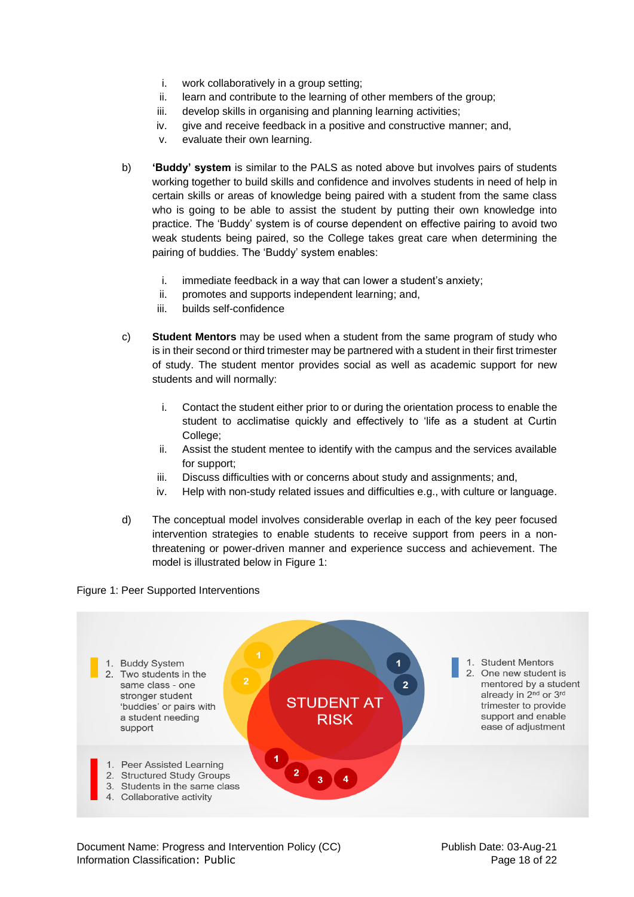i. work collaboratively in a group setting;
ii. learn and contribute to the learning of other members of the group;
iii. develop skills in organising and planning learning activities;
iv. give and receive feedback in a positive and constructive manner; and,
v. evaluate their own learning.

b) **'Buddy' system** is similar to the PALS as noted above but involves pairs of students working together to build skills and confidence and involves students in need of help in certain skills or areas of knowledge being paired with a student from the same class who is going to be able to assist the student by putting their own knowledge into practice. The 'Buddy' system is of course dependent on effective pairing to avoid two weak students being paired, so the College takes great care when determining the pairing of buddies. The 'Buddy' system enables:

i. immediate feedback in a way that can lower a student's anxiety;
ii. promotes and supports independent learning; and,
iii. builds self-confidence

c) **Student Mentors** may be used when a student from the same program of study who is in their second or third trimester may be partnered with a student in their first trimester of study. The student mentor provides social as well as academic support for new students and will normally:

i. Contact the student either prior to or during the orientation process to enable the student to acclimatise quickly and effectively to 'life as a student at Curtin College;
ii. Assist the student mentee to identify with the campus and the services available for support;
iii. Discuss difficulties with or concerns about study and assignments; and,
iv. Help with non-study related issues and difficulties e.g., with culture or language.

d) The conceptual model involves considerable overlap in each of the key peer focused intervention strategies to enable students to receive support from peers in a non-threatening or power-driven manner and experience success and achievement. The model is illustrated below in Figure 1:

Figure 1: Peer Supported Interventions

1. Buddy System
2. Two students in the same class - one stronger student 'buddies' or pairs with a student needing support

1. Student Mentors
2. One new student is mentored by a student already in 2nd or 3rd trimester to provide support and enable ease of adjustment

STUDENT AT RISK

1. Peer Assisted Learning
2. Structured Study Groups
3. Students in the same class
4. Collaborative activity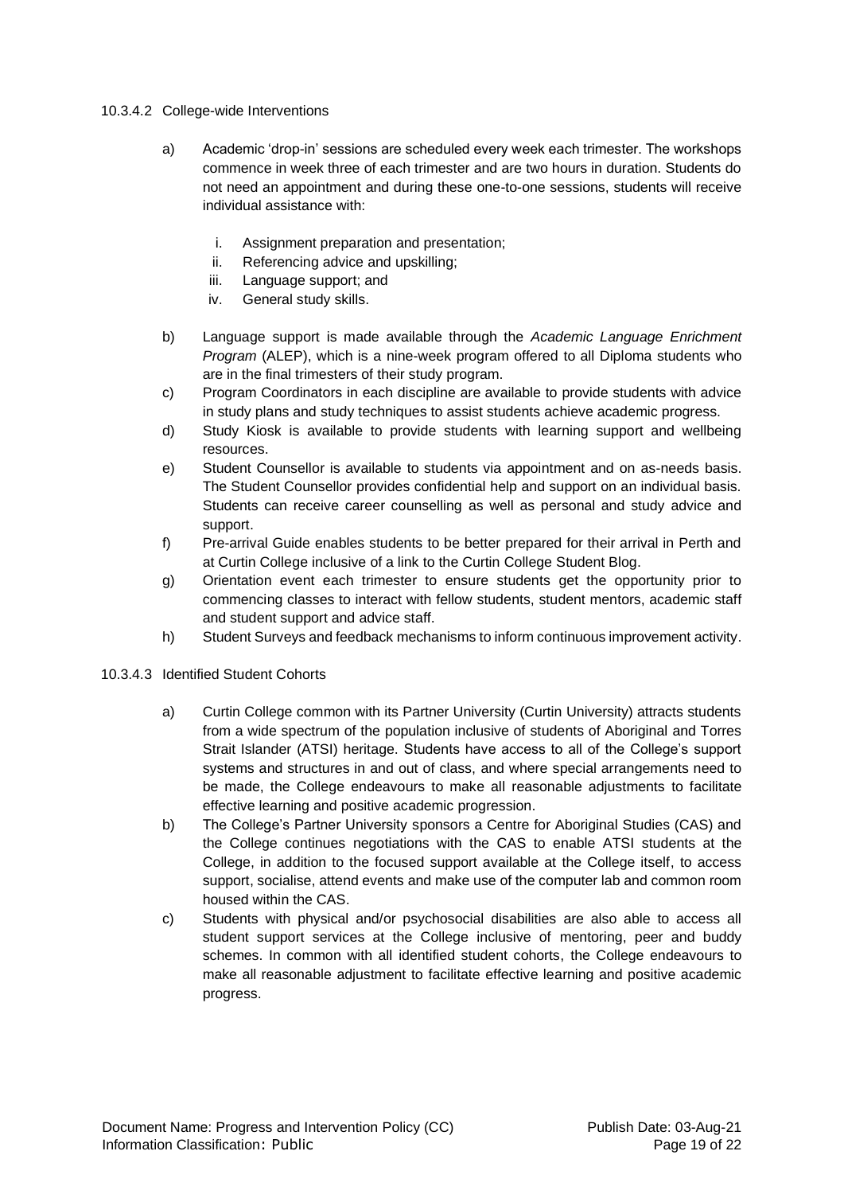10.3.4.2 College-wide Interventions

a) Academic 'drop-in' sessions are scheduled every week each trimester. The workshops commence in week three of each trimester and are two hours in duration. Students do not need an appointment and during these one-to-one sessions, students will receive individual assistance with:

   i. Assignment preparation and presentation;
   ii. Referencing advice and upskilling;
   iii. Language support; and
   iv. General study skills.

b) Language support is made available through the *Academic Language Enrichment Program* (ALEP), which is a nine-week program offered to all Diploma students who are in the final trimesters of their study program.

c) Program Coordinators in each discipline are available to provide students with advice in study plans and study techniques to assist students achieve academic progress.

d) Study Kiosk is available to provide students with learning support and wellbeing resources.

e) Student Counsellor is available to students via appointment and on as-needs basis. The Student Counsellor provides confidential help and support on an individual basis. Students can receive career counselling as well as personal and study advice and support.

f) Pre-arrival Guide enables students to be better prepared for their arrival in Perth and at Curtin College inclusive of a link to the Curtin College Student Blog.

g) Orientation event each trimester to ensure students get the opportunity prior to commencing classes to interact with fellow students, student mentors, academic staff and student support and advice staff.

h) Student Surveys and feedback mechanisms to inform continuous improvement activity.

10.3.4.3 Identified Student Cohorts

a) Curtin College common with its Partner University (Curtin University) attracts students from a wide spectrum of the population inclusive of students of Aboriginal and Torres Strait Islander (ATSI) heritage. Students have access to all of the College's support systems and structures in and out of class, and where special arrangements need to be made, the College endeavours to make all reasonable adjustments to facilitate effective learning and positive academic progression.

b) The College's Partner University sponsors a Centre for Aboriginal Studies (CAS) and the College continues negotiations with the CAS to enable ATSI students at the College, in addition to the focused support available at the College itself, to access support, socialise, attend events and make use of the computer lab and common room housed within the CAS.

c) Students with physical and/or psychosocial disabilities are also able to access all student support services at the College inclusive of mentoring, peer and buddy schemes. In common with all identified student cohorts, the College endeavours to make all reasonable adjustment to facilitate effective learning and positive academic progress.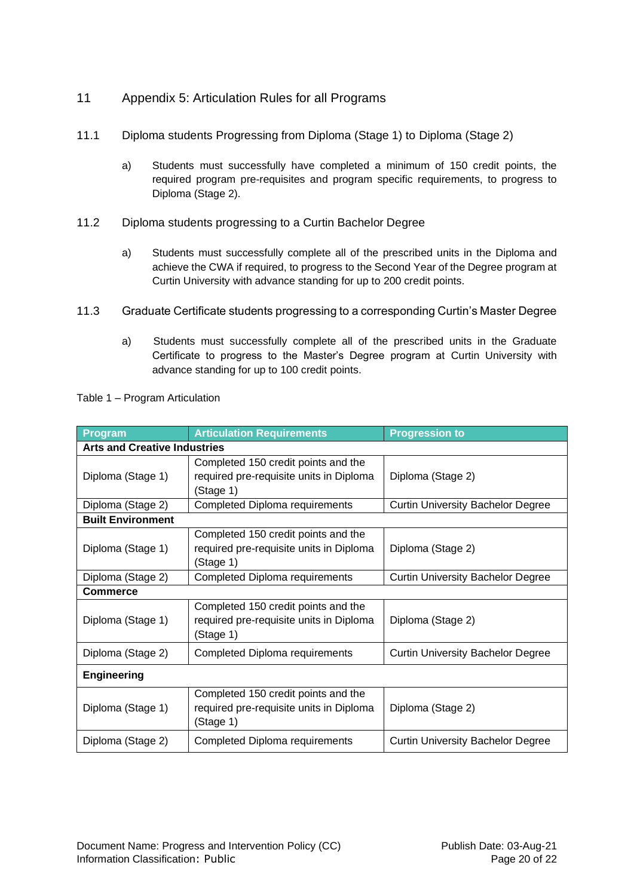# 11 Appendix 5: Articulation Rules for all Programs

## 11.1 Diploma students Progressing from Diploma (Stage 1) to Diploma (Stage 2)

a) Students must successfully have completed a minimum of 150 credit points, the required program pre-requisites and program specific requirements, to progress to Diploma (Stage 2).

## 11.2 Diploma students progressing to a Curtin Bachelor Degree

a) Students must successfully complete all of the prescribed units in the Diploma and achieve the CWA if required, to progress to the Second Year of the Degree program at Curtin University with advance standing for up to 200 credit points.

## 11.3 Graduate Certificate students progressing to a corresponding Curtin's Master Degree

a) Students must successfully complete all of the prescribed units in the Graduate Certificate to progress to the Master's Degree program at Curtin University with advance standing for up to 100 credit points.

Table 1 – Program Articulation

| Program | Articulation Requirements | Progression to |
|---|---|---|
| **Arts and Creative Industries** | | |
| Diploma (Stage 1) | Completed 150 credit points and the required pre-requisite units in Diploma (Stage 1) | Diploma (Stage 2) |
| Diploma (Stage 2) | Completed Diploma requirements | Curtin University Bachelor Degree |
| **Built Environment** | | |
| Diploma (Stage 1) | Completed 150 credit points and the required pre-requisite units in Diploma (Stage 1) | Diploma (Stage 2) |
| Diploma (Stage 2) | Completed Diploma requirements | Curtin University Bachelor Degree |
| **Commerce** | | |
| Diploma (Stage 1) | Completed 150 credit points and the required pre-requisite units in Diploma (Stage 1) | Diploma (Stage 2) |
| Diploma (Stage 2) | Completed Diploma requirements | Curtin University Bachelor Degree |
| **Engineering** | | |
| Diploma (Stage 1) | Completed 150 credit points and the required pre-requisite units in Diploma (Stage 1) | Diploma (Stage 2) |
| Diploma (Stage 2) | Completed Diploma requirements | Curtin University Bachelor Degree |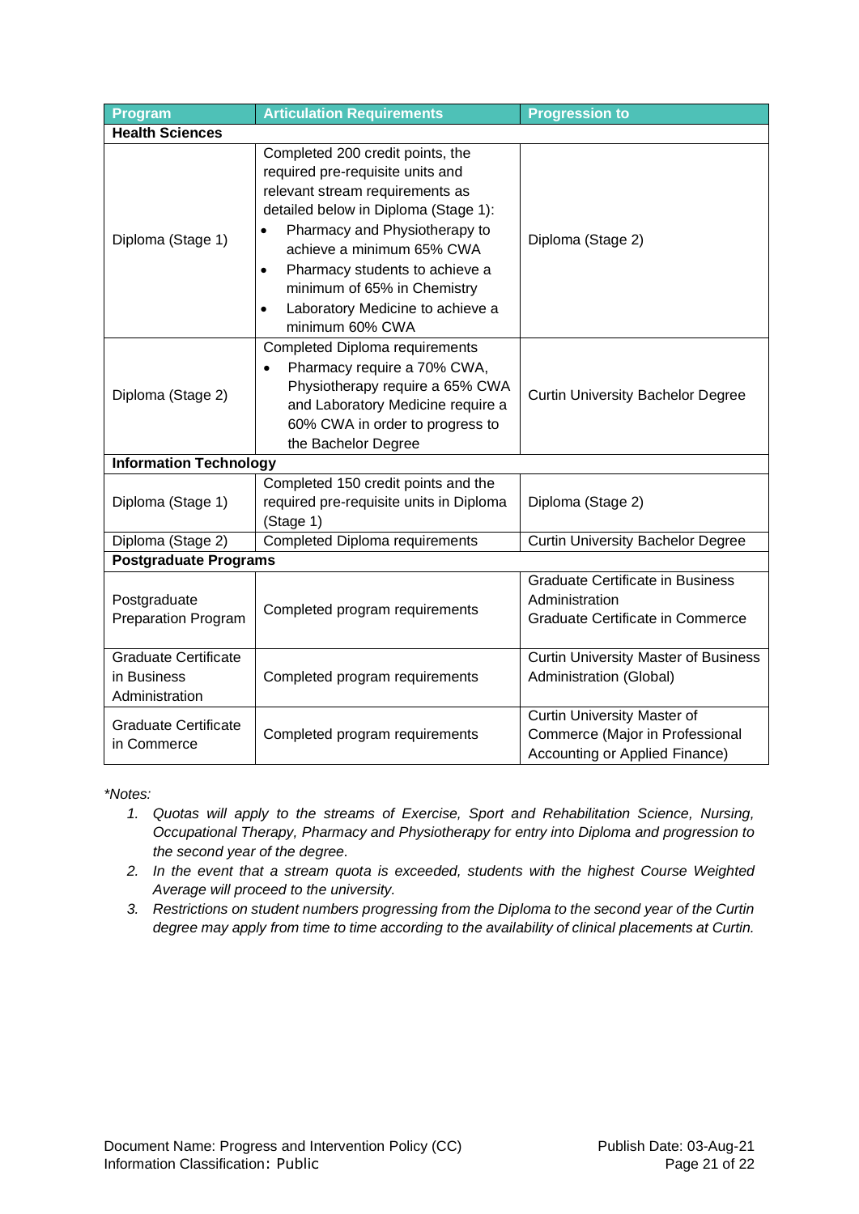| Program | Articulation Requirements | Progression to |
|---|---|---|
| **Health Sciences** | | |
| Diploma (Stage 1) | Completed 200 credit points, the required pre-requisite units and relevant stream requirements as detailed below in Diploma (Stage 1):<br>• Pharmacy and Physiotherapy to achieve a minimum 65% CWA<br>• Pharmacy students to achieve a minimum of 65% in Chemistry<br>• Laboratory Medicine to achieve a minimum 60% CWA | Diploma (Stage 2) |
| Diploma (Stage 2) | Completed Diploma requirements<br>• Pharmacy require a 70% CWA, Physiotherapy require a 65% CWA and Laboratory Medicine require a 60% CWA in order to progress to the Bachelor Degree | Curtin University Bachelor Degree |
| **Information Technology** | | |
| Diploma (Stage 1) | Completed 150 credit points and the required pre-requisite units in Diploma (Stage 1) | Diploma (Stage 2) |
| Diploma (Stage 2) | Completed Diploma requirements | Curtin University Bachelor Degree |
| **Postgraduate Programs** | | |
| Postgraduate Preparation Program | Completed program requirements | Graduate Certificate in Business Administration<br>Graduate Certificate in Commerce |
| Graduate Certificate in Business Administration | Completed program requirements | Curtin University Master of Business Administration (Global) |
| Graduate Certificate in Commerce | Completed program requirements | Curtin University Master of Commerce (Major in Professional Accounting or Applied Finance) |

*\*Notes:*

1. *Quotas will apply to the streams of Exercise, Sport and Rehabilitation Science, Nursing, Occupational Therapy, Pharmacy and Physiotherapy for entry into Diploma and progression to the second year of the degree.*
2. *In the event that a stream quota is exceeded, students with the highest Course Weighted Average will proceed to the university.*
3. *Restrictions on student numbers progressing from the Diploma to the second year of the Curtin degree may apply from time to time according to the availability of clinical placements at Curtin.*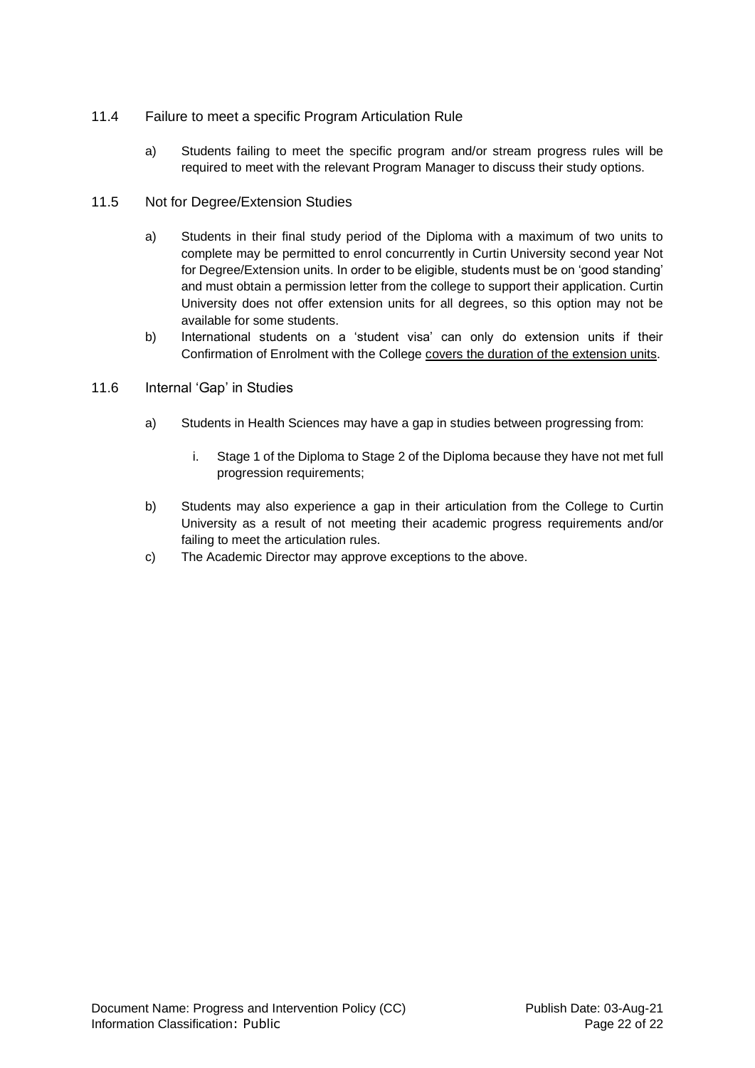### 11.4 Failure to meet a specific Program Articulation Rule

a) Students failing to meet the specific program and/or stream progress rules will be required to meet with the relevant Program Manager to discuss their study options.

### 11.5 Not for Degree/Extension Studies

a) Students in their final study period of the Diploma with a maximum of two units to complete may be permitted to enrol concurrently in Curtin University second year Not for Degree/Extension units. In order to be eligible, students must be on 'good standing' and must obtain a permission letter from the college to support their application. Curtin University does not offer extension units for all degrees, so this option may not be available for some students.

b) International students on a 'student visa' can only do extension units if their Confirmation of Enrolment with the College covers the duration of the extension units.

### 11.6 Internal 'Gap' in Studies

a) Students in Health Sciences may have a gap in studies between progressing from:

   i. Stage 1 of the Diploma to Stage 2 of the Diploma because they have not met full progression requirements;

b) Students may also experience a gap in their articulation from the College to Curtin University as a result of not meeting their academic progress requirements and/or failing to meet the articulation rules.

c) The Academic Director may approve exceptions to the above.